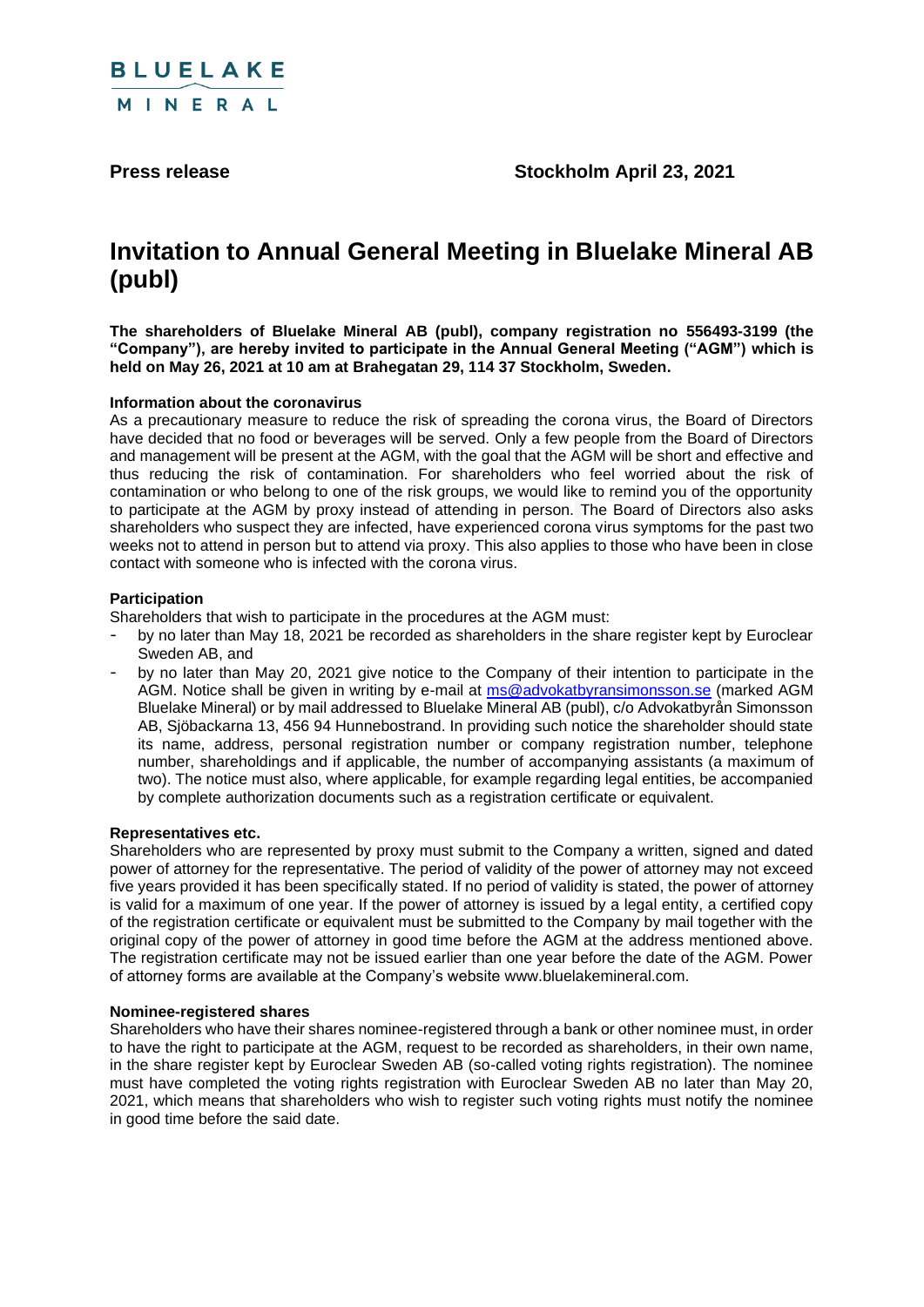BLUELAKE MINERAL

**Press release** **Stockholm April 23, 2021**

# Invitation to Annual General Meeting in Bluelake Mineral AB (publ)

**The shareholders of Bluelake Mineral AB (publ), company registration no 556493-3199 (the "Company"), are hereby invited to participate in the Annual General Meeting ("AGM") which is held on May 26, 2021 at 10 am at Brahegatan 29, 114 37 Stockholm, Sweden.**

**Information about the coronavirus**

As a precautionary measure to reduce the risk of spreading the corona virus, the Board of Directors have decided that no food or beverages will be served. Only a few people from the Board of Directors and management will be present at the AGM, with the goal that the AGM will be short and effective and thus reducing the risk of contamination. For shareholders who feel worried about the risk of contamination or who belong to one of the risk groups, we would like to remind you of the opportunity to participate at the AGM by proxy instead of attending in person. The Board of Directors also asks shareholders who suspect they are infected, have experienced corona virus symptoms for the past two weeks not to attend in person but to attend via proxy. This also applies to those who have been in close contact with someone who is infected with the corona virus.

**Participation**

Shareholders that wish to participate in the procedures at the AGM must:

- by no later than May 18, 2021 be recorded as shareholders in the share register kept by Euroclear Sweden AB, and
- by no later than May 20, 2021 give notice to the Company of their intention to participate in the AGM. Notice shall be given in writing by e-mail at ms@advokatbyransimonsson.se (marked AGM Bluelake Mineral) or by mail addressed to Bluelake Mineral AB (publ), c/o Advokatbyrån Simonsson AB, Sjöbackarna 13, 456 94 Hunnebostrand. In providing such notice the shareholder should state its name, address, personal registration number or company registration number, telephone number, shareholdings and if applicable, the number of accompanying assistants (a maximum of two). The notice must also, where applicable, for example regarding legal entities, be accompanied by complete authorization documents such as a registration certificate or equivalent.

**Representatives etc.**

Shareholders who are represented by proxy must submit to the Company a written, signed and dated power of attorney for the representative. The period of validity of the power of attorney may not exceed five years provided it has been specifically stated. If no period of validity is stated, the power of attorney is valid for a maximum of one year. If the power of attorney is issued by a legal entity, a certified copy of the registration certificate or equivalent must be submitted to the Company by mail together with the original copy of the power of attorney in good time before the AGM at the address mentioned above. The registration certificate may not be issued earlier than one year before the date of the AGM. Power of attorney forms are available at the Company's website www.bluelakemineral.com.

**Nominee-registered shares**

Shareholders who have their shares nominee-registered through a bank or other nominee must, in order to have the right to participate at the AGM, request to be recorded as shareholders, in their own name, in the share register kept by Euroclear Sweden AB (so-called voting rights registration). The nominee must have completed the voting rights registration with Euroclear Sweden AB no later than May 20, 2021, which means that shareholders who wish to register such voting rights must notify the nominee in good time before the said date.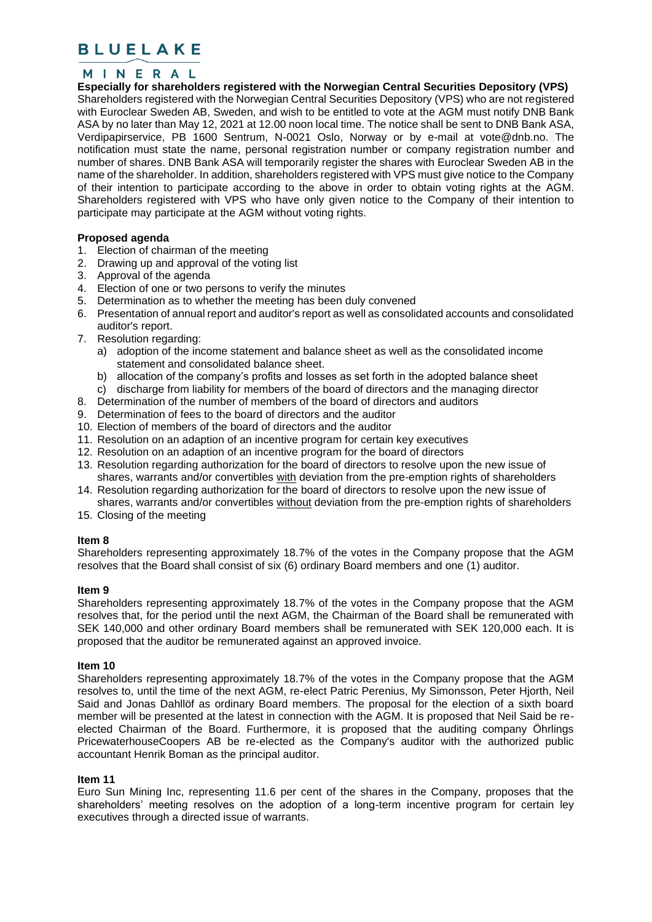**Especially for shareholders registered with the Norwegian Central Securities Depository (VPS)**

Shareholders registered with the Norwegian Central Securities Depository (VPS) who are not registered with Euroclear Sweden AB, Sweden, and wish to be entitled to vote at the AGM must notify DNB Bank ASA by no later than May 12, 2021 at 12.00 noon local time. The notice shall be sent to DNB Bank ASA, Verdipapirservice, PB 1600 Sentrum, N-0021 Oslo, Norway or by e-mail at vote@dnb.no. The notification must state the name, personal registration number or company registration number and number of shares. DNB Bank ASA will temporarily register the shares with Euroclear Sweden AB in the name of the shareholder. In addition, shareholders registered with VPS must give notice to the Company of their intention to participate according to the above in order to obtain voting rights at the AGM. Shareholders registered with VPS who have only given notice to the Company of their intention to participate may participate at the AGM without voting rights.

**Proposed agenda**

1. Election of chairman of the meeting
2. Drawing up and approval of the voting list
3. Approval of the agenda
4. Election of one or two persons to verify the minutes
5. Determination as to whether the meeting has been duly convened
6. Presentation of annual report and auditor's report as well as consolidated accounts and consolidated auditor's report.
7. Resolution regarding:
   a) adoption of the income statement and balance sheet as well as the consolidated income statement and consolidated balance sheet.
   b) allocation of the company's profits and losses as set forth in the adopted balance sheet
   c) discharge from liability for members of the board of directors and the managing director
8. Determination of the number of members of the board of directors and auditors
9. Determination of fees to the board of directors and the auditor
10. Election of members of the board of directors and the auditor
11. Resolution on an adaption of an incentive program for certain key executives
12. Resolution on an adaption of an incentive program for the board of directors
13. Resolution regarding authorization for the board of directors to resolve upon the new issue of shares, warrants and/or convertibles <u>with</u> deviation from the pre-emption rights of shareholders
14. Resolution regarding authorization for the board of directors to resolve upon the new issue of shares, warrants and/or convertibles <u>without</u> deviation from the pre-emption rights of shareholders
15. Closing of the meeting

**Item 8**

Shareholders representing approximately 18.7% of the votes in the Company propose that the AGM resolves that the Board shall consist of six (6) ordinary Board members and one (1) auditor.

**Item 9**

Shareholders representing approximately 18.7% of the votes in the Company propose that the AGM resolves that, for the period until the next AGM, the Chairman of the Board shall be remunerated with SEK 140,000 and other ordinary Board members shall be remunerated with SEK 120,000 each. It is proposed that the auditor be remunerated against an approved invoice.

**Item 10**

Shareholders representing approximately 18.7% of the votes in the Company propose that the AGM resolves to, until the time of the next AGM, re-elect Patric Perenius, My Simonsson, Peter Hjorth, Neil Said and Jonas Dahllöf as ordinary Board members. The proposal for the election of a sixth board member will be presented at the latest in connection with the AGM. It is proposed that Neil Said be re-elected Chairman of the Board. Furthermore, it is proposed that the auditing company Öhrlings PricewaterhouseCoopers AB be re-elected as the Company's auditor with the authorized public accountant Henrik Boman as the principal auditor.

**Item 11**

Euro Sun Mining Inc, representing 11.6 per cent of the shares in the Company, proposes that the shareholders' meeting resolves on the adoption of a long-term incentive program for certain ley executives through a directed issue of warrants.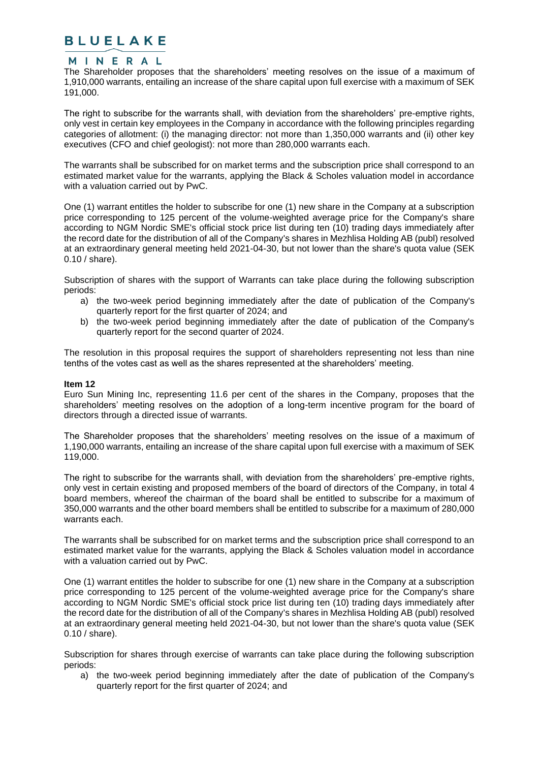The Shareholder proposes that the shareholders' meeting resolves on the issue of a maximum of 1,910,000 warrants, entailing an increase of the share capital upon full exercise with a maximum of SEK 191,000.

The right to subscribe for the warrants shall, with deviation from the shareholders' pre-emptive rights, only vest in certain key employees in the Company in accordance with the following principles regarding categories of allotment: (i) the managing director: not more than 1,350,000 warrants and (ii) other key executives (CFO and chief geologist): not more than 280,000 warrants each.

The warrants shall be subscribed for on market terms and the subscription price shall correspond to an estimated market value for the warrants, applying the Black & Scholes valuation model in accordance with a valuation carried out by PwC.

One (1) warrant entitles the holder to subscribe for one (1) new share in the Company at a subscription price corresponding to 125 percent of the volume-weighted average price for the Company's share according to NGM Nordic SME's official stock price list during ten (10) trading days immediately after the record date for the distribution of all of the Company's shares in Mezhlisa Holding AB (publ) resolved at an extraordinary general meeting held 2021-04-30, but not lower than the share's quota value (SEK 0.10 / share).

Subscription of shares with the support of Warrants can take place during the following subscription periods:

a) the two-week period beginning immediately after the date of publication of the Company's quarterly report for the first quarter of 2024; and
b) the two-week period beginning immediately after the date of publication of the Company's quarterly report for the second quarter of 2024.

The resolution in this proposal requires the support of shareholders representing not less than nine tenths of the votes cast as well as the shares represented at the shareholders' meeting.

**Item 12**

Euro Sun Mining Inc, representing 11.6 per cent of the shares in the Company, proposes that the shareholders' meeting resolves on the adoption of a long-term incentive program for the board of directors through a directed issue of warrants.

The Shareholder proposes that the shareholders' meeting resolves on the issue of a maximum of 1,190,000 warrants, entailing an increase of the share capital upon full exercise with a maximum of SEK 119,000.

The right to subscribe for the warrants shall, with deviation from the shareholders' pre-emptive rights, only vest in certain existing and proposed members of the board of directors of the Company, in total 4 board members, whereof the chairman of the board shall be entitled to subscribe for a maximum of 350,000 warrants and the other board members shall be entitled to subscribe for a maximum of 280,000 warrants each.

The warrants shall be subscribed for on market terms and the subscription price shall correspond to an estimated market value for the warrants, applying the Black & Scholes valuation model in accordance with a valuation carried out by PwC.

One (1) warrant entitles the holder to subscribe for one (1) new share in the Company at a subscription price corresponding to 125 percent of the volume-weighted average price for the Company's share according to NGM Nordic SME's official stock price list during ten (10) trading days immediately after the record date for the distribution of all of the Company's shares in Mezhlisa Holding AB (publ) resolved at an extraordinary general meeting held 2021-04-30, but not lower than the share's quota value (SEK 0.10 / share).

Subscription for shares through exercise of warrants can take place during the following subscription periods:

a) the two-week period beginning immediately after the date of publication of the Company's quarterly report for the first quarter of 2024; and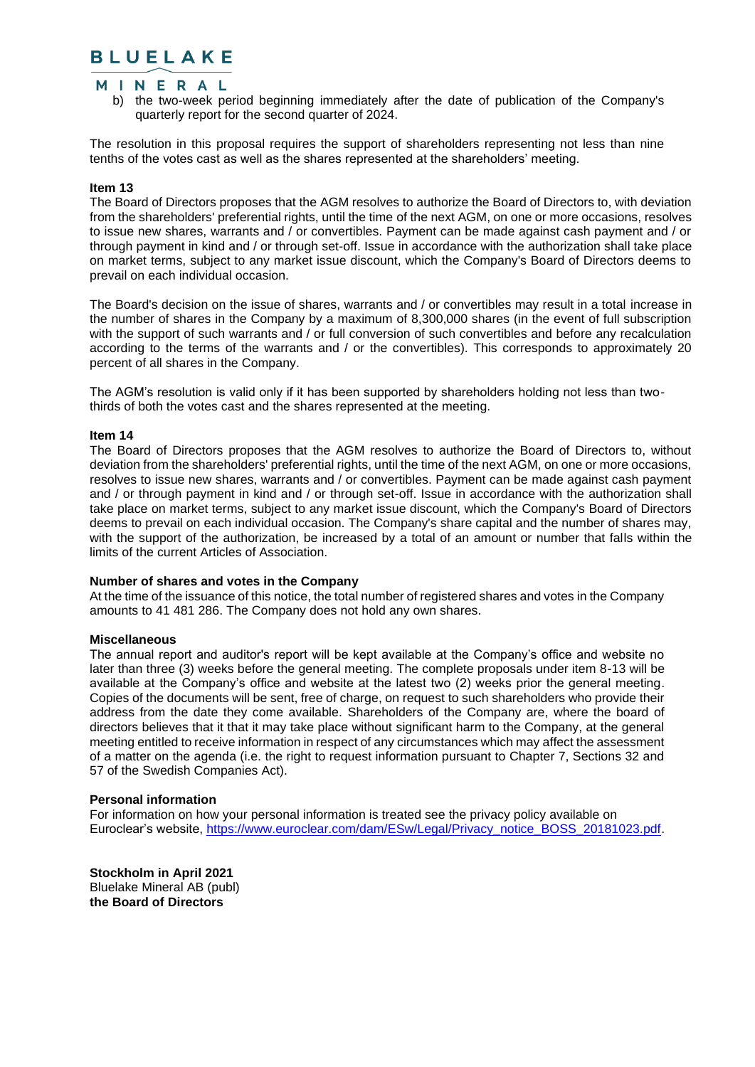b) the two-week period beginning immediately after the date of publication of the Company's quarterly report for the second quarter of 2024.

The resolution in this proposal requires the support of shareholders representing not less than nine tenths of the votes cast as well as the shares represented at the shareholders' meeting.

**Item 13**

The Board of Directors proposes that the AGM resolves to authorize the Board of Directors to, with deviation from the shareholders' preferential rights, until the time of the next AGM, on one or more occasions, resolves to issue new shares, warrants and / or convertibles. Payment can be made against cash payment and / or through payment in kind and / or through set-off. Issue in accordance with the authorization shall take place on market terms, subject to any market issue discount, which the Company's Board of Directors deems to prevail on each individual occasion.

The Board's decision on the issue of shares, warrants and / or convertibles may result in a total increase in the number of shares in the Company by a maximum of 8,300,000 shares (in the event of full subscription with the support of such warrants and / or full conversion of such convertibles and before any recalculation according to the terms of the warrants and / or the convertibles). This corresponds to approximately 20 percent of all shares in the Company.

The AGM's resolution is valid only if it has been supported by shareholders holding not less than two-thirds of both the votes cast and the shares represented at the meeting.

**Item 14**

The Board of Directors proposes that the AGM resolves to authorize the Board of Directors to, without deviation from the shareholders' preferential rights, until the time of the next AGM, on one or more occasions, resolves to issue new shares, warrants and / or convertibles. Payment can be made against cash payment and / or through payment in kind and / or through set-off. Issue in accordance with the authorization shall take place on market terms, subject to any market issue discount, which the Company's Board of Directors deems to prevail on each individual occasion. The Company's share capital and the number of shares may, with the support of the authorization, be increased by a total of an amount or number that falls within the limits of the current Articles of Association.

**Number of shares and votes in the Company**

At the time of the issuance of this notice, the total number of registered shares and votes in the Company amounts to 41 481 286. The Company does not hold any own shares.

**Miscellaneous**

The annual report and auditor's report will be kept available at the Company's office and website no later than three (3) weeks before the general meeting. The complete proposals under item 8-13 will be available at the Company's office and website at the latest two (2) weeks prior the general meeting. Copies of the documents will be sent, free of charge, on request to such shareholders who provide their address from the date they come available. Shareholders of the Company are, where the board of directors believes that it that it may take place without significant harm to the Company, at the general meeting entitled to receive information in respect of any circumstances which may affect the assessment of a matter on the agenda (i.e. the right to request information pursuant to Chapter 7, Sections 32 and 57 of the Swedish Companies Act).

**Personal information**

For information on how your personal information is treated see the privacy policy available on Euroclear's website, https://www.euroclear.com/dam/ESw/Legal/Privacy_notice_BOSS_20181023.pdf.

**Stockholm in April 2021**
Bluelake Mineral AB (publ)
**the Board of Directors**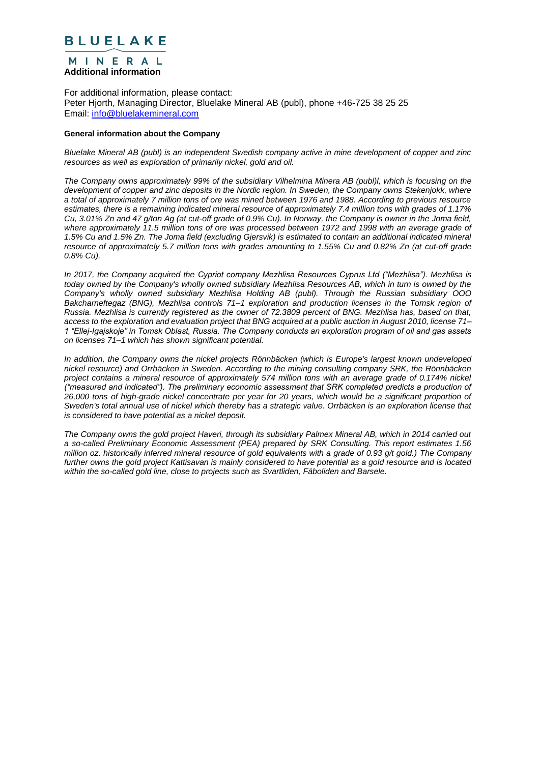**Additional information**

For additional information, please contact:
Peter Hjorth, Managing Director, Bluelake Mineral AB (publ), phone +46-725 38 25 25
Email: info@bluelakemineral.com

**General information about the Company**

*Bluelake Mineral AB (publ) is an independent Swedish company active in mine development of copper and zinc resources as well as exploration of primarily nickel, gold and oil.*

*The Company owns approximately 99% of the subsidiary Vilhelmina Minera AB (publ)l, which is focusing on the development of copper and zinc deposits in the Nordic region. In Sweden, the Company owns Stekenjokk, where a total of approximately 7 million tons of ore was mined between 1976 and 1988. According to previous resource estimates, there is a remaining indicated mineral resource of approximately 7.4 million tons with grades of 1.17% Cu, 3.01% Zn and 47 g/ton Ag (at cut-off grade of 0.9% Cu). In Norway, the Company is owner in the Joma field, where approximately 11.5 million tons of ore was processed between 1972 and 1998 with an average grade of 1.5% Cu and 1.5% Zn. The Joma field (excluding Gjersvik) is estimated to contain an additional indicated mineral resource of approximately 5.7 million tons with grades amounting to 1.55% Cu and 0.82% Zn (at cut-off grade 0.8% Cu).*

*In 2017, the Company acquired the Cypriot company Mezhlisa Resources Cyprus Ltd ("Mezhlisa"). Mezhlisa is today owned by the Company's wholly owned subsidiary Mezhlisa Resources AB, which in turn is owned by the Company's wholly owned subsidiary Mezhlisa Holding AB (publ). Through the Russian subsidiary OOO Bakcharneftegaz (BNG), Mezhlisa controls 71–1 exploration and production licenses in the Tomsk region of Russia. Mezhlisa is currently registered as the owner of 72.3809 percent of BNG. Mezhlisa has, based on that, access to the exploration and evaluation project that BNG acquired at a public auction in August 2010, license 71–1 "Ellej-Igajskoje" in Tomsk Oblast, Russia. The Company conducts an exploration program of oil and gas assets on licenses 71–1 which has shown significant potential.*

*In addition, the Company owns the nickel projects Rönnbäcken (which is Europe's largest known undeveloped nickel resource) and Orrbäcken in Sweden. According to the mining consulting company SRK, the Rönnbäcken project contains a mineral resource of approximately 574 million tons with an average grade of 0.174% nickel ("measured and indicated"). The preliminary economic assessment that SRK completed predicts a production of 26,000 tons of high-grade nickel concentrate per year for 20 years, which would be a significant proportion of Sweden's total annual use of nickel which thereby has a strategic value. Orrbäcken is an exploration license that is considered to have potential as a nickel deposit.*

*The Company owns the gold project Haveri, through its subsidiary Palmex Mineral AB, which in 2014 carried out a so-called Preliminary Economic Assessment (PEA) prepared by SRK Consulting. This report estimates 1.56 million oz. historically inferred mineral resource of gold equivalents with a grade of 0.93 g/t gold.) The Company further owns the gold project Kattisavan is mainly considered to have potential as a gold resource and is located within the so-called gold line, close to projects such as Svartliden, Fäboliden and Barsele.*